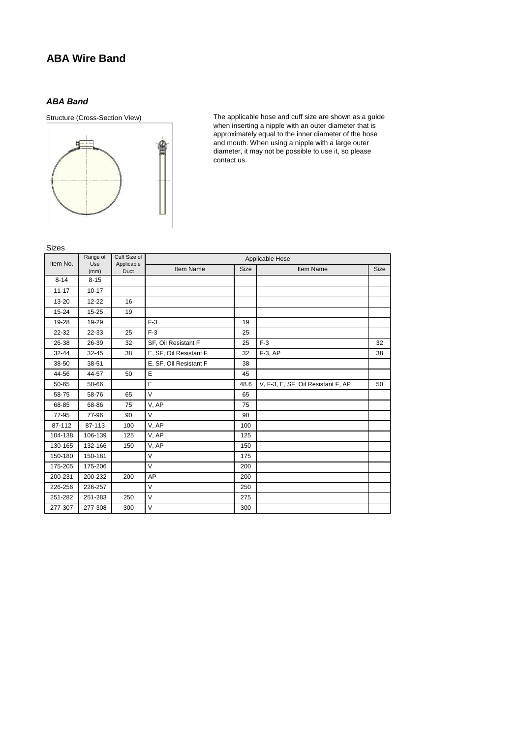# ABA Wire Band

### *ABA Band*

Structure (Cross-Section View)

The applicable hose and cuff size are shown as a guide when inserting a nipple with an outer diameter that is approximately equal to the inner diameter of the hose and mouth. When using a nipple with a large outer diameter, it may not be possible to use it, so please contact us.

Sizes

| Item No. | Range of Use (mm) | Cuff Size of Applicable Duct | Applicable Hose | | | |
|---|---|---|---|---|---|---|
| | | | Item Name | Size | Item Name | Size |
| 8-14 | 8-15 | | | | | |
| 11-17 | 10-17 | | | | | |
| 13-20 | 12-22 | 16 | | | | |
| 15-24 | 15-25 | 19 | | | | |
| 19-28 | 19-29 | | F-3 | 19 | | |
| 22-32 | 22-33 | 25 | F-3 | 25 | | |
| 26-38 | 26-39 | 32 | SF, Oil Resistant F | 25 | F-3 | 32 |
| 32-44 | 32-45 | 38 | E, SF, Oil Resistant F | 32 | F-3, AP | 38 |
| 38-50 | 38-51 | | E, SF, Oil Resistant F | 38 | | |
| 44-56 | 44-57 | 50 | E | 45 | | |
| 50-65 | 50-66 | | E | 48.6 | V, F-3, E, SF, Oil Resistant F, AP | 50 |
| 58-75 | 58-76 | 65 | V | 65 | | |
| 68-85 | 68-86 | 75 | V, AP | 75 | | |
| 77-95 | 77-96 | 90 | V | 90 | | |
| 87-112 | 87-113 | 100 | V, AP | 100 | | |
| 104-138 | 106-139 | 125 | V, AP | 125 | | |
| 130-165 | 132-166 | 150 | V, AP | 150 | | |
| 150-180 | 150-181 | | V | 175 | | |
| 175-205 | 175-206 | | V | 200 | | |
| 200-231 | 200-232 | 200 | AP | 200 | | |
| 226-256 | 226-257 | | V | 250 | | |
| 251-282 | 251-283 | 250 | V | 275 | | |
| 277-307 | 277-308 | 300 | V | 300 | | |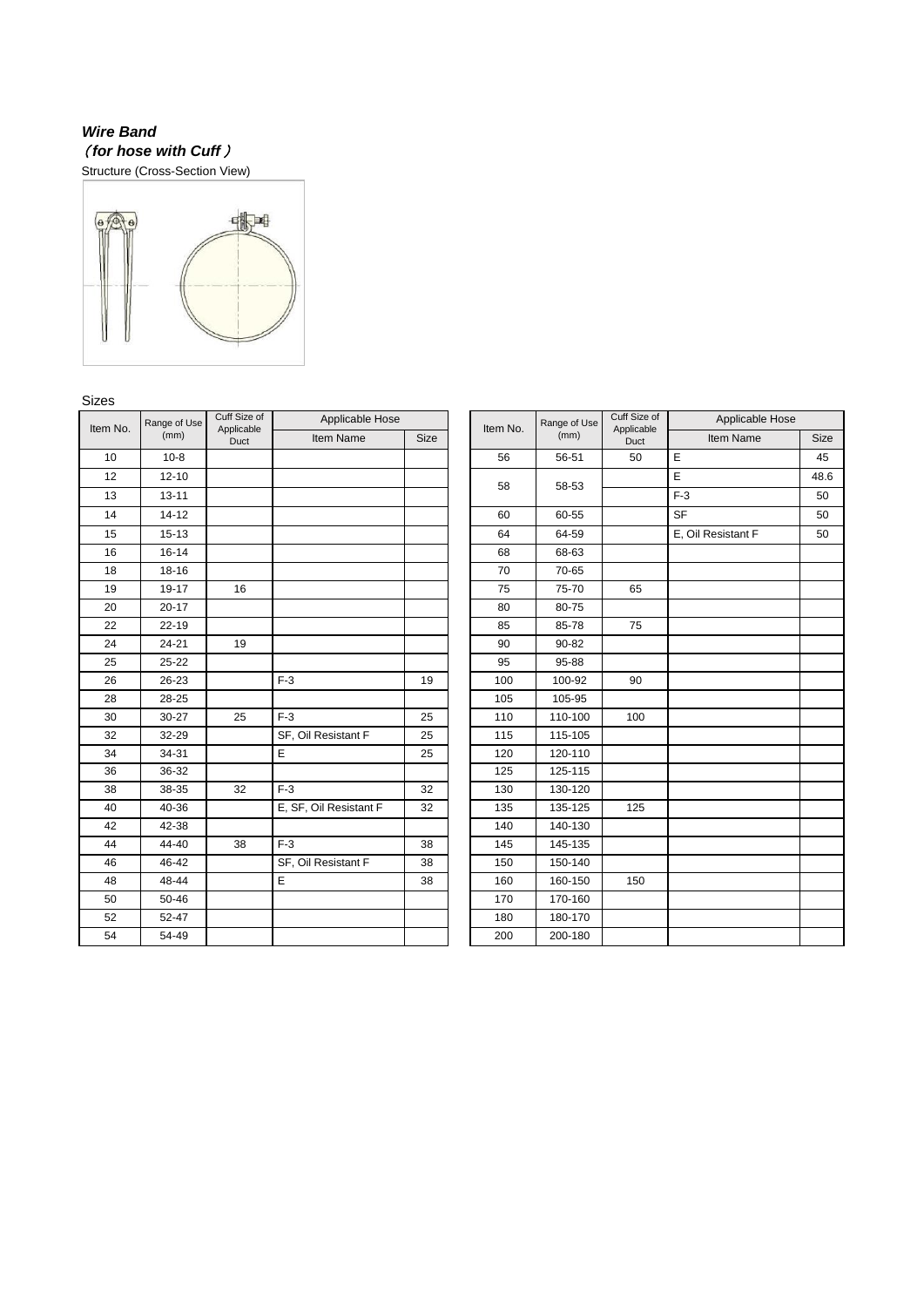***Wire Band***
***（for hose with Cuff）***

Structure (Cross-Section View)

Sizes

| Item No. | Range of Use (mm) | Cuff Size of Applicable Duct | Applicable Hose | |
|---|---|---|---|---|
| | | | Item Name | Size |
| 10 | 10-8 | | | |
| 12 | 12-10 | | | |
| 13 | 13-11 | | | |
| 14 | 14-12 | | | |
| 15 | 15-13 | | | |
| 16 | 16-14 | | | |
| 18 | 18-16 | | | |
| 19 | 19-17 | 16 | | |
| 20 | 20-17 | | | |
| 22 | 22-19 | | | |
| 24 | 24-21 | 19 | | |
| 25 | 25-22 | | | |
| 26 | 26-23 | | F-3 | 19 |
| 28 | 28-25 | | | |
| 30 | 30-27 | 25 | F-3 | 25 |
| 32 | 32-29 | | SF, Oil Resistant F | 25 |
| 34 | 34-31 | | E | 25 |
| 36 | 36-32 | | | |
| 38 | 38-35 | 32 | F-3 | 32 |
| 40 | 40-36 | | E, SF, Oil Resistant F | 32 |
| 42 | 42-38 | | | |
| 44 | 44-40 | 38 | F-3 | 38 |
| 46 | 46-42 | | SF, Oil Resistant F | 38 |
| 48 | 48-44 | | E | 38 |
| 50 | 50-46 | | | |
| 52 | 52-47 | | | |
| 54 | 54-49 | | | |
| 56 | 56-51 | 50 | E | 45 |
| 58 | 58-53 | | E | 48.6 |
| | | | F-3 | 50 |
| 60 | 60-55 | | SF | 50 |
| 64 | 64-59 | | E, Oil Resistant F | 50 |
| 68 | 68-63 | | | |
| 70 | 70-65 | | | |
| 75 | 75-70 | 65 | | |
| 80 | 80-75 | | | |
| 85 | 85-78 | 75 | | |
| 90 | 90-82 | | | |
| 95 | 95-88 | | | |
| 100 | 100-92 | 90 | | |
| 105 | 105-95 | | | |
| 110 | 110-100 | 100 | | |
| 115 | 115-105 | | | |
| 120 | 120-110 | | | |
| 125 | 125-115 | | | |
| 130 | 130-120 | | | |
| 135 | 135-125 | 125 | | |
| 140 | 140-130 | | | |
| 145 | 145-135 | | | |
| 150 | 150-140 | | | |
| 160 | 160-150 | 150 | | |
| 170 | 170-160 | | | |
| 180 | 180-170 | | | |
| 200 | 200-180 | | | |